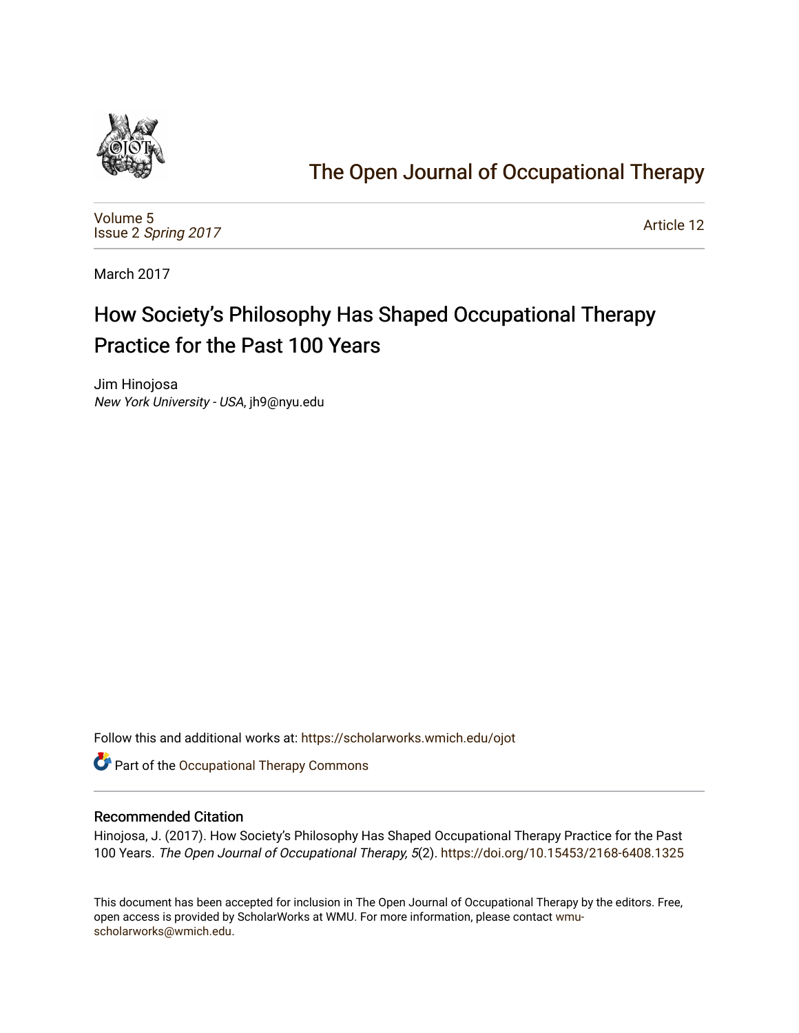# The Open Journal of Occupational Therapy

Volume 5
Issue 2 *Spring 2017*

Article 12

March 2017

## How Society's Philosophy Has Shaped Occupational Therapy Practice for the Past 100 Years

Jim Hinojosa
*New York University - USA*, jh9@nyu.edu

Follow this and additional works at: https://scholarworks.wmich.edu/ojot

Part of the Occupational Therapy Commons

### Recommended Citation

Hinojosa, J. (2017). How Society's Philosophy Has Shaped Occupational Therapy Practice for the Past 100 Years. *The Open Journal of Occupational Therapy, 5*(2). https://doi.org/10.15453/2168-6408.1325

This document has been accepted for inclusion in The Open Journal of Occupational Therapy by the editors. Free, open access is provided by ScholarWorks at WMU. For more information, please contact wmu-scholarworks@wmich.edu.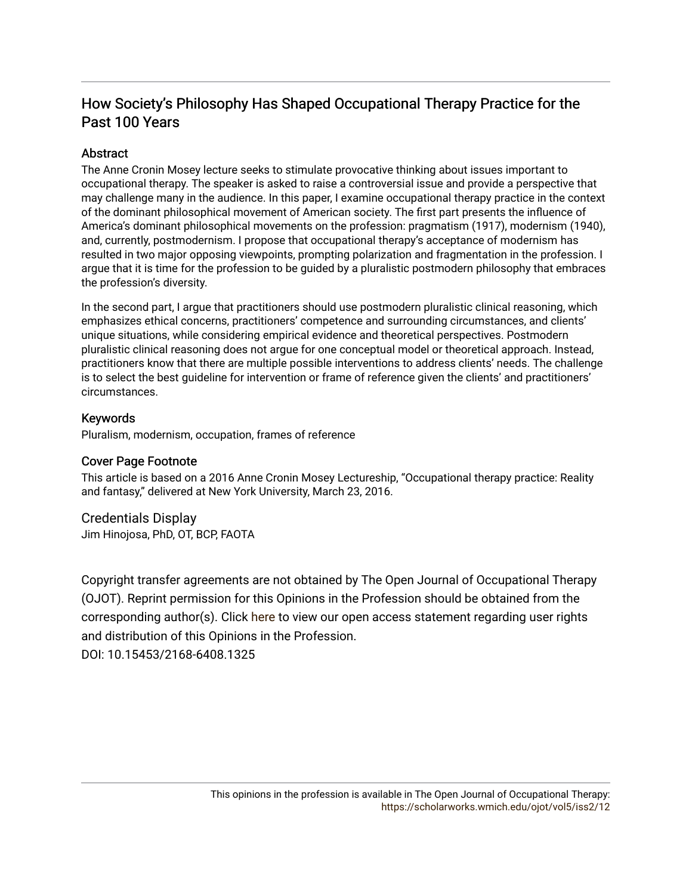# How Society's Philosophy Has Shaped Occupational Therapy Practice for the Past 100 Years

## Abstract

The Anne Cronin Mosey lecture seeks to stimulate provocative thinking about issues important to occupational therapy. The speaker is asked to raise a controversial issue and provide a perspective that may challenge many in the audience. In this paper, I examine occupational therapy practice in the context of the dominant philosophical movement of American society. The first part presents the influence of America's dominant philosophical movements on the profession: pragmatism (1917), modernism (1940), and, currently, postmodernism. I propose that occupational therapy's acceptance of modernism has resulted in two major opposing viewpoints, prompting polarization and fragmentation in the profession. I argue that it is time for the profession to be guided by a pluralistic postmodern philosophy that embraces the profession's diversity.

In the second part, I argue that practitioners should use postmodern pluralistic clinical reasoning, which emphasizes ethical concerns, practitioners' competence and surrounding circumstances, and clients' unique situations, while considering empirical evidence and theoretical perspectives. Postmodern pluralistic clinical reasoning does not argue for one conceptual model or theoretical approach. Instead, practitioners know that there are multiple possible interventions to address clients' needs. The challenge is to select the best guideline for intervention or frame of reference given the clients' and practitioners' circumstances.

## Keywords

Pluralism, modernism, occupation, frames of reference

## Cover Page Footnote

This article is based on a 2016 Anne Cronin Mosey Lectureship, "Occupational therapy practice: Reality and fantasy," delivered at New York University, March 23, 2016.

## Credentials Display

Jim Hinojosa, PhD, OT, BCP, FAOTA

Copyright transfer agreements are not obtained by The Open Journal of Occupational Therapy (OJOT). Reprint permission for this Opinions in the Profession should be obtained from the corresponding author(s). Click here to view our open access statement regarding user rights and distribution of this Opinions in the Profession.

DOI: 10.15453/2168-6408.1325

This opinions in the profession is available in The Open Journal of Occupational Therapy: https://scholarworks.wmich.edu/ojot/vol5/iss2/12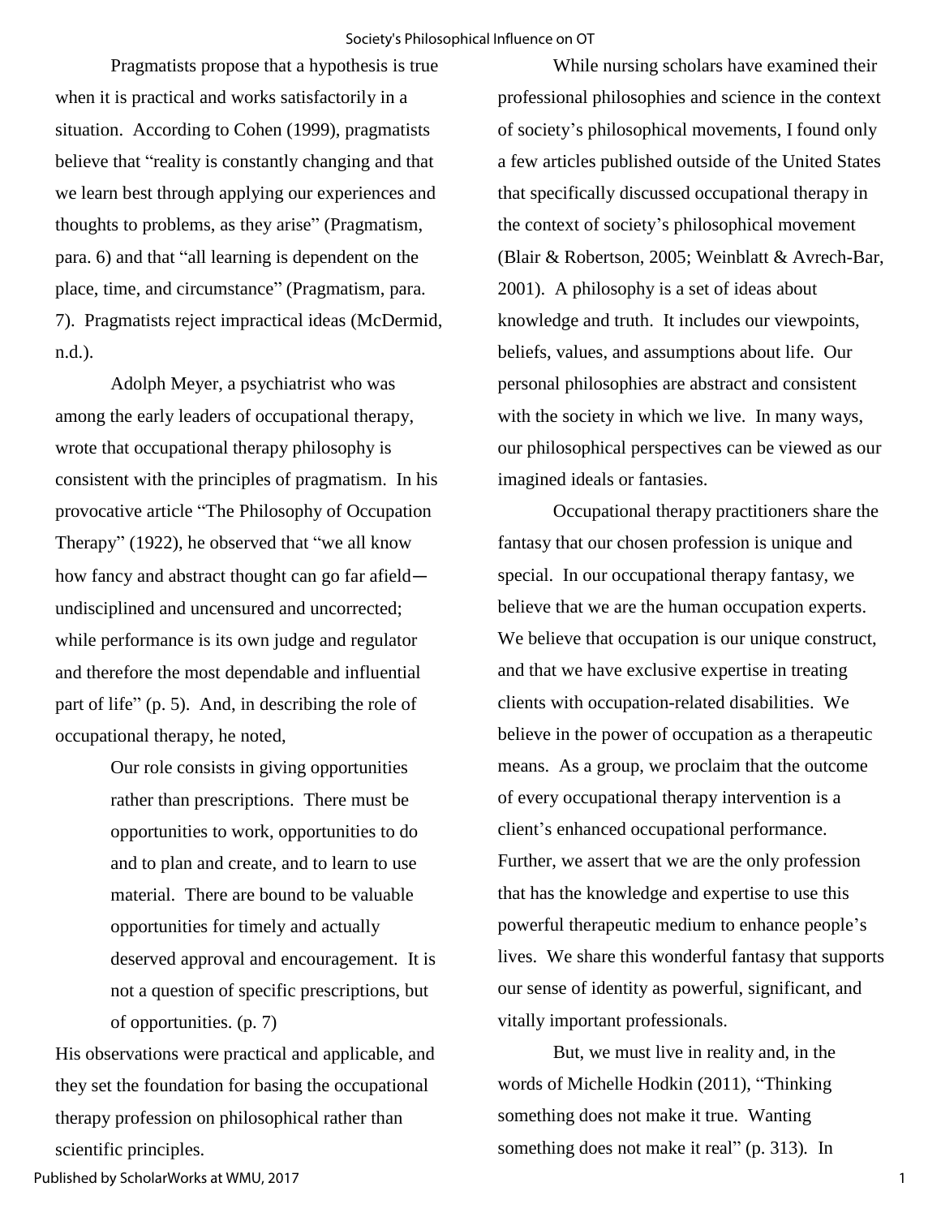Pragmatists propose that a hypothesis is true when it is practical and works satisfactorily in a situation. According to Cohen (1999), pragmatists believe that "reality is constantly changing and that we learn best through applying our experiences and thoughts to problems, as they arise" (Pragmatism, para. 6) and that "all learning is dependent on the place, time, and circumstance" (Pragmatism, para. 7). Pragmatists reject impractical ideas (McDermid, n.d.).

Adolph Meyer, a psychiatrist who was among the early leaders of occupational therapy, wrote that occupational therapy philosophy is consistent with the principles of pragmatism. In his provocative article "The Philosophy of Occupation Therapy" (1922), he observed that "we all know how fancy and abstract thought can go far afield—undisciplined and uncensured and uncorrected; while performance is its own judge and regulator and therefore the most dependable and influential part of life" (p. 5). And, in describing the role of occupational therapy, he noted,

> Our role consists in giving opportunities rather than prescriptions. There must be opportunities to work, opportunities to do and to plan and create, and to learn to use material. There are bound to be valuable opportunities for timely and actually deserved approval and encouragement. It is not a question of specific prescriptions, but of opportunities. (p. 7)

His observations were practical and applicable, and they set the foundation for basing the occupational therapy profession on philosophical rather than scientific principles.

While nursing scholars have examined their professional philosophies and science in the context of society's philosophical movements, I found only a few articles published outside of the United States that specifically discussed occupational therapy in the context of society's philosophical movement (Blair & Robertson, 2005; Weinblatt & Avrech-Bar, 2001). A philosophy is a set of ideas about knowledge and truth. It includes our viewpoints, beliefs, values, and assumptions about life. Our personal philosophies are abstract and consistent with the society in which we live. In many ways, our philosophical perspectives can be viewed as our imagined ideals or fantasies.

Occupational therapy practitioners share the fantasy that our chosen profession is unique and special. In our occupational therapy fantasy, we believe that we are the human occupation experts. We believe that occupation is our unique construct, and that we have exclusive expertise in treating clients with occupation-related disabilities. We believe in the power of occupation as a therapeutic means. As a group, we proclaim that the outcome of every occupational therapy intervention is a client's enhanced occupational performance. Further, we assert that we are the only profession that has the knowledge and expertise to use this powerful therapeutic medium to enhance people's lives. We share this wonderful fantasy that supports our sense of identity as powerful, significant, and vitally important professionals.

But, we must live in reality and, in the words of Michelle Hodkin (2011), "Thinking something does not make it true. Wanting something does not make it real" (p. 313). In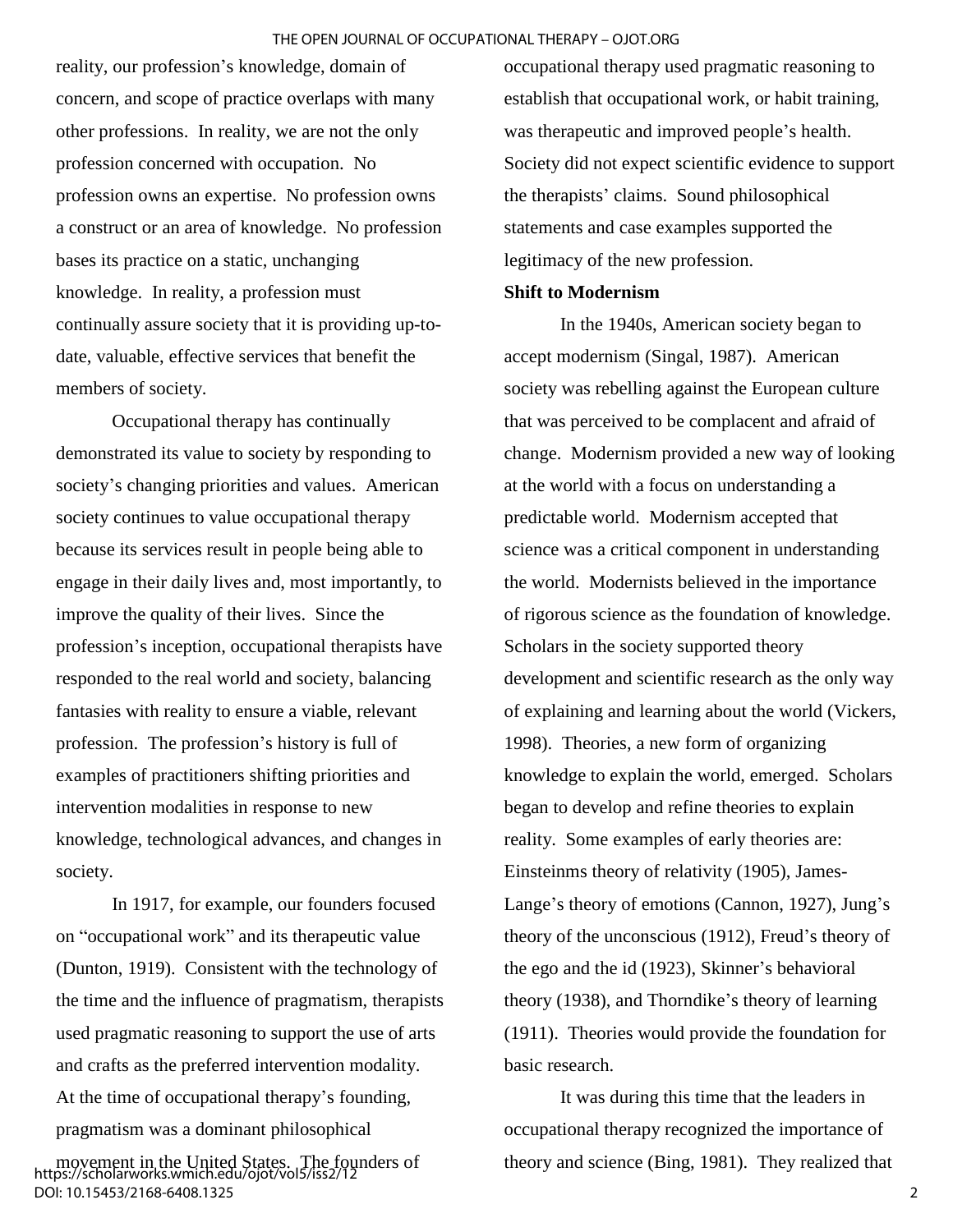reality, our profession's knowledge, domain of concern, and scope of practice overlaps with many other professions. In reality, we are not the only profession concerned with occupation. No profession owns an expertise. No profession owns a construct or an area of knowledge. No profession bases its practice on a static, unchanging knowledge. In reality, a profession must continually assure society that it is providing up-to-date, valuable, effective services that benefit the members of society.

Occupational therapy has continually demonstrated its value to society by responding to society's changing priorities and values. American society continues to value occupational therapy because its services result in people being able to engage in their daily lives and, most importantly, to improve the quality of their lives. Since the profession's inception, occupational therapists have responded to the real world and society, balancing fantasies with reality to ensure a viable, relevant profession. The profession's history is full of examples of practitioners shifting priorities and intervention modalities in response to new knowledge, technological advances, and changes in society.

In 1917, for example, our founders focused on "occupational work" and its therapeutic value (Dunton, 1919). Consistent with the technology of the time and the influence of pragmatism, therapists used pragmatic reasoning to support the use of arts and crafts as the preferred intervention modality. At the time of occupational therapy's founding, pragmatism was a dominant philosophical movement in the United States. The founders of occupational therapy used pragmatic reasoning to establish that occupational work, or habit training, was therapeutic and improved people's health. Society did not expect scientific evidence to support the therapists' claims. Sound philosophical statements and case examples supported the legitimacy of the new profession.

**Shift to Modernism**

In the 1940s, American society began to accept modernism (Singal, 1987). American society was rebelling against the European culture that was perceived to be complacent and afraid of change. Modernism provided a new way of looking at the world with a focus on understanding a predictable world. Modernism accepted that science was a critical component in understanding the world. Modernists believed in the importance of rigorous science as the foundation of knowledge. Scholars in the society supported theory development and scientific research as the only way of explaining and learning about the world (Vickers, 1998). Theories, a new form of organizing knowledge to explain the world, emerged. Scholars began to develop and refine theories to explain reality. Some examples of early theories are: Einsteinms theory of relativity (1905), James-Lange's theory of emotions (Cannon, 1927), Jung's theory of the unconscious (1912), Freud's theory of the ego and the id (1923), Skinner's behavioral theory (1938), and Thorndike's theory of learning (1911). Theories would provide the foundation for basic research.

It was during this time that the leaders in occupational therapy recognized the importance of theory and science (Bing, 1981). They realized that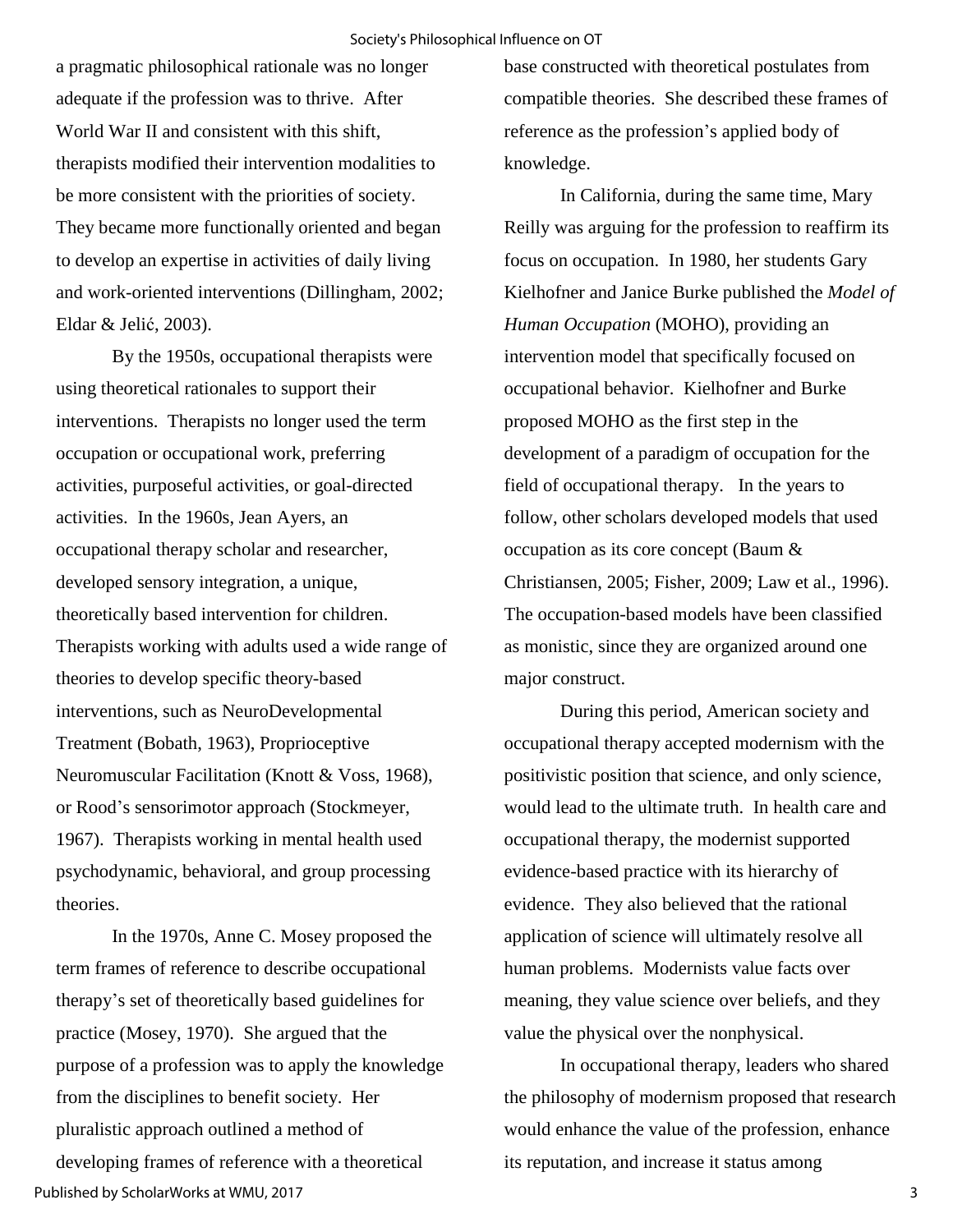a pragmatic philosophical rationale was no longer adequate if the profession was to thrive. After World War II and consistent with this shift, therapists modified their intervention modalities to be more consistent with the priorities of society. They became more functionally oriented and began to develop an expertise in activities of daily living and work-oriented interventions (Dillingham, 2002; Eldar & Jelić, 2003).

By the 1950s, occupational therapists were using theoretical rationales to support their interventions. Therapists no longer used the term occupation or occupational work, preferring activities, purposeful activities, or goal-directed activities. In the 1960s, Jean Ayers, an occupational therapy scholar and researcher, developed sensory integration, a unique, theoretically based intervention for children. Therapists working with adults used a wide range of theories to develop specific theory-based interventions, such as NeuroDevelopmental Treatment (Bobath, 1963), Proprioceptive Neuromuscular Facilitation (Knott & Voss, 1968), or Rood's sensorimotor approach (Stockmeyer, 1967). Therapists working in mental health used psychodynamic, behavioral, and group processing theories.

In the 1970s, Anne C. Mosey proposed the term frames of reference to describe occupational therapy's set of theoretically based guidelines for practice (Mosey, 1970). She argued that the purpose of a profession was to apply the knowledge from the disciplines to benefit society. Her pluralistic approach outlined a method of developing frames of reference with a theoretical base constructed with theoretical postulates from compatible theories. She described these frames of reference as the profession's applied body of knowledge.

In California, during the same time, Mary Reilly was arguing for the profession to reaffirm its focus on occupation. In 1980, her students Gary Kielhofner and Janice Burke published the *Model of Human Occupation* (MOHO), providing an intervention model that specifically focused on occupational behavior. Kielhofner and Burke proposed MOHO as the first step in the development of a paradigm of occupation for the field of occupational therapy. In the years to follow, other scholars developed models that used occupation as its core concept (Baum & Christiansen, 2005; Fisher, 2009; Law et al., 1996). The occupation-based models have been classified as monistic, since they are organized around one major construct.

During this period, American society and occupational therapy accepted modernism with the positivistic position that science, and only science, would lead to the ultimate truth. In health care and occupational therapy, the modernist supported evidence-based practice with its hierarchy of evidence. They also believed that the rational application of science will ultimately resolve all human problems. Modernists value facts over meaning, they value science over beliefs, and they value the physical over the nonphysical.

In occupational therapy, leaders who shared the philosophy of modernism proposed that research would enhance the value of the profession, enhance its reputation, and increase it status among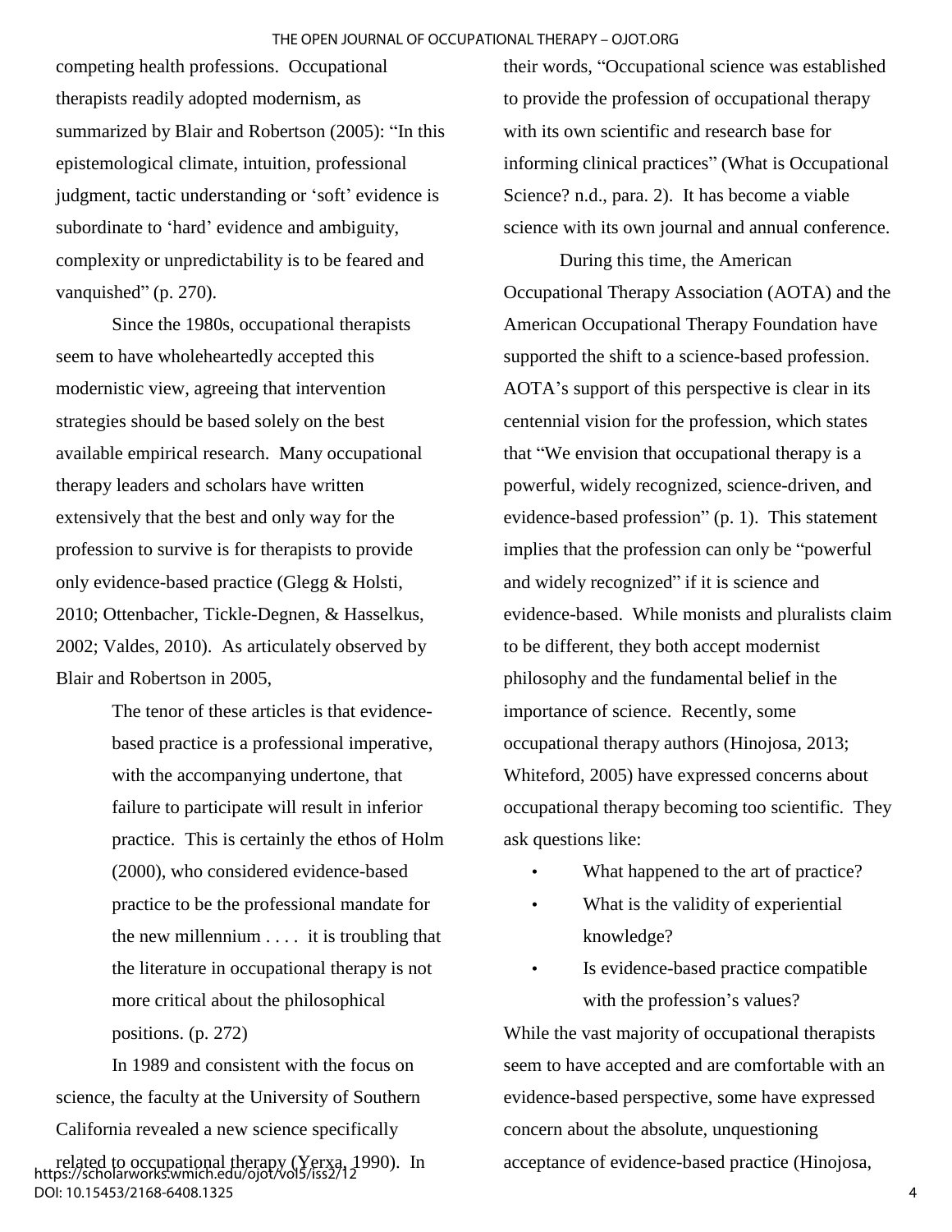competing health professions. Occupational therapists readily adopted modernism, as summarized by Blair and Robertson (2005): "In this epistemological climate, intuition, professional judgment, tactic understanding or 'soft' evidence is subordinate to 'hard' evidence and ambiguity, complexity or unpredictability is to be feared and vanquished" (p. 270).

Since the 1980s, occupational therapists seem to have wholeheartedly accepted this modernistic view, agreeing that intervention strategies should be based solely on the best available empirical research. Many occupational therapy leaders and scholars have written extensively that the best and only way for the profession to survive is for therapists to provide only evidence-based practice (Glegg & Holsti, 2010; Ottenbacher, Tickle-Degnen, & Hasselkus, 2002; Valdes, 2010). As articulately observed by Blair and Robertson in 2005,

> The tenor of these articles is that evidence-based practice is a professional imperative, with the accompanying undertone, that failure to participate will result in inferior practice. This is certainly the ethos of Holm (2000), who considered evidence-based practice to be the professional mandate for the new millennium . . . . it is troubling that the literature in occupational therapy is not more critical about the philosophical positions. (p. 272)

In 1989 and consistent with the focus on science, the faculty at the University of Southern California revealed a new science specifically related to occupational therapy (Yerxa, 1990). In their words, "Occupational science was established to provide the profession of occupational therapy with its own scientific and research base for informing clinical practices" (What is Occupational Science? n.d., para. 2). It has become a viable science with its own journal and annual conference.

During this time, the American Occupational Therapy Association (AOTA) and the American Occupational Therapy Foundation have supported the shift to a science-based profession. AOTA's support of this perspective is clear in its centennial vision for the profession, which states that "We envision that occupational therapy is a powerful, widely recognized, science-driven, and evidence-based profession" (p. 1). This statement implies that the profession can only be "powerful and widely recognized" if it is science and evidence-based. While monists and pluralists claim to be different, they both accept modernist philosophy and the fundamental belief in the importance of science. Recently, some occupational therapy authors (Hinojosa, 2013; Whiteford, 2005) have expressed concerns about occupational therapy becoming too scientific. They ask questions like:

- What happened to the art of practice?
- What is the validity of experiential knowledge?
- Is evidence-based practice compatible with the profession's values?

While the vast majority of occupational therapists seem to have accepted and are comfortable with an evidence-based perspective, some have expressed concern about the absolute, unquestioning acceptance of evidence-based practice (Hinojosa,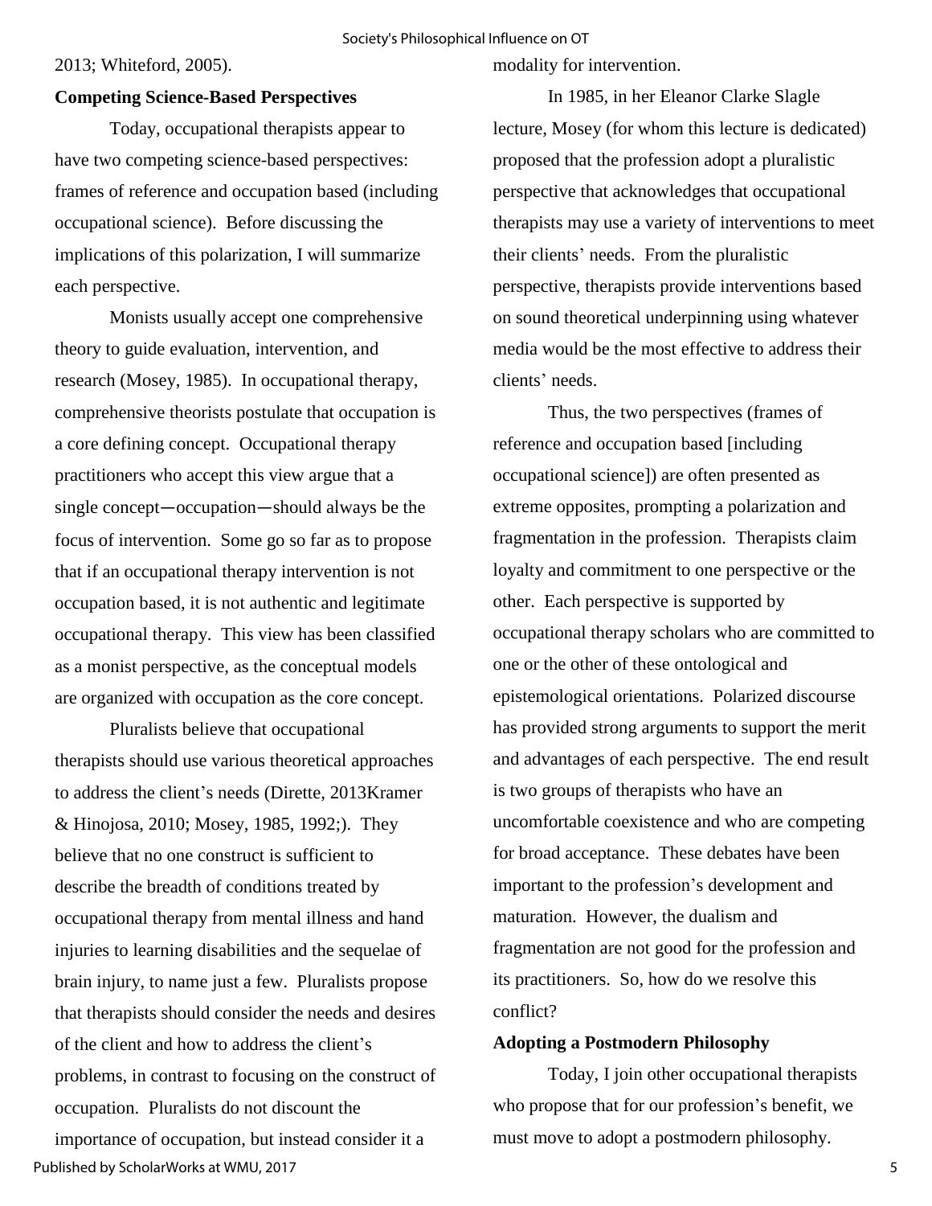2013; Whiteford, 2005).

**Competing Science-Based Perspectives**

Today, occupational therapists appear to have two competing science-based perspectives: frames of reference and occupation based (including occupational science). Before discussing the implications of this polarization, I will summarize each perspective.

Monists usually accept one comprehensive theory to guide evaluation, intervention, and research (Mosey, 1985). In occupational therapy, comprehensive theorists postulate that occupation is a core defining concept. Occupational therapy practitioners who accept this view argue that a single concept—occupation—should always be the focus of intervention. Some go so far as to propose that if an occupational therapy intervention is not occupation based, it is not authentic and legitimate occupational therapy. This view has been classified as a monist perspective, as the conceptual models are organized with occupation as the core concept.

Pluralists believe that occupational therapists should use various theoretical approaches to address the client's needs (Dirette, 2013Kramer & Hinojosa, 2010; Mosey, 1985, 1992;). They believe that no one construct is sufficient to describe the breadth of conditions treated by occupational therapy from mental illness and hand injuries to learning disabilities and the sequelae of brain injury, to name just a few. Pluralists propose that therapists should consider the needs and desires of the client and how to address the client's problems, in contrast to focusing on the construct of occupation. Pluralists do not discount the importance of occupation, but instead consider it a modality for intervention.

In 1985, in her Eleanor Clarke Slagle lecture, Mosey (for whom this lecture is dedicated) proposed that the profession adopt a pluralistic perspective that acknowledges that occupational therapists may use a variety of interventions to meet their clients' needs. From the pluralistic perspective, therapists provide interventions based on sound theoretical underpinning using whatever media would be the most effective to address their clients' needs.

Thus, the two perspectives (frames of reference and occupation based [including occupational science]) are often presented as extreme opposites, prompting a polarization and fragmentation in the profession. Therapists claim loyalty and commitment to one perspective or the other. Each perspective is supported by occupational therapy scholars who are committed to one or the other of these ontological and epistemological orientations. Polarized discourse has provided strong arguments to support the merit and advantages of each perspective. The end result is two groups of therapists who have an uncomfortable coexistence and who are competing for broad acceptance. These debates have been important to the profession's development and maturation. However, the dualism and fragmentation are not good for the profession and its practitioners. So, how do we resolve this conflict?

**Adopting a Postmodern Philosophy**

Today, I join other occupational therapists who propose that for our profession's benefit, we must move to adopt a postmodern philosophy.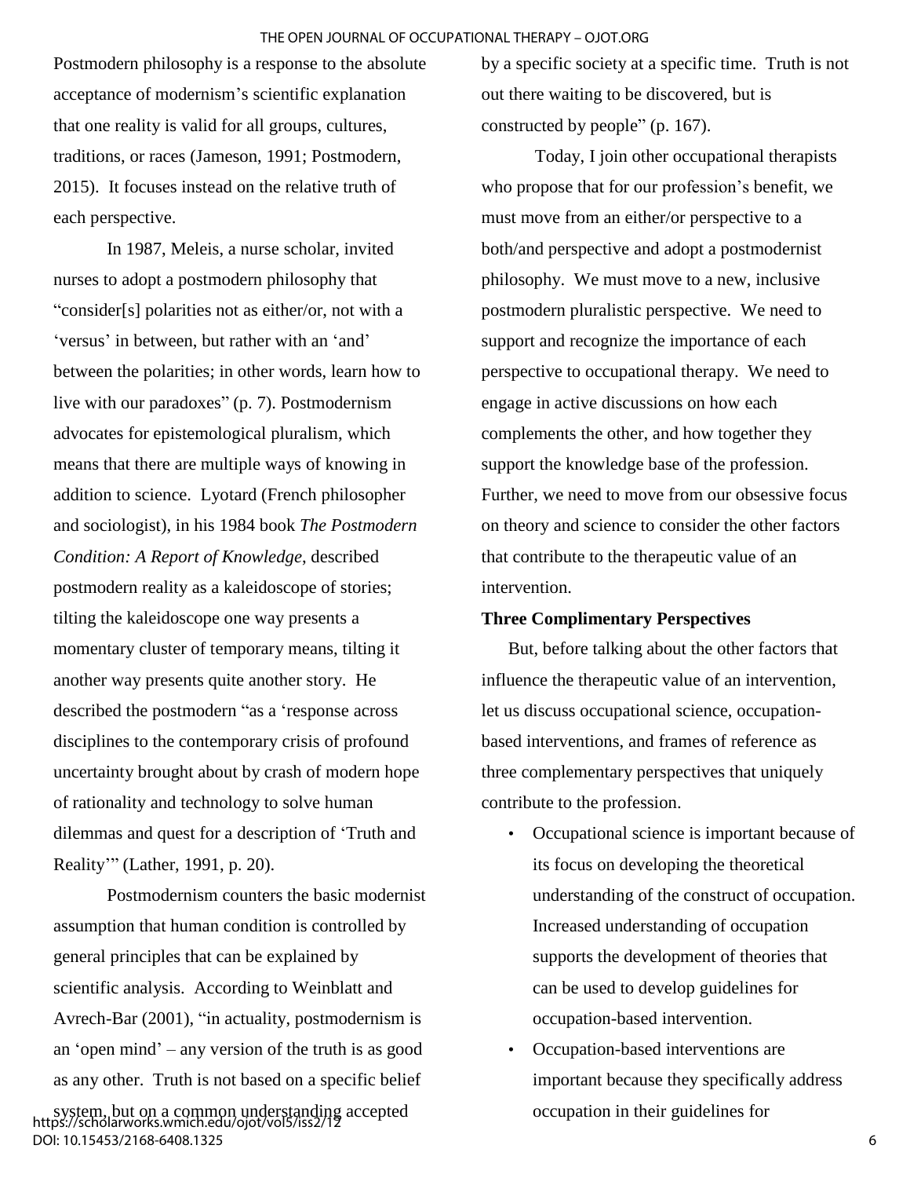Postmodern philosophy is a response to the absolute acceptance of modernism's scientific explanation that one reality is valid for all groups, cultures, traditions, or races (Jameson, 1991; Postmodern, 2015). It focuses instead on the relative truth of each perspective.

In 1987, Meleis, a nurse scholar, invited nurses to adopt a postmodern philosophy that "consider[s] polarities not as either/or, not with a 'versus' in between, but rather with an 'and' between the polarities; in other words, learn how to live with our paradoxes" (p. 7). Postmodernism advocates for epistemological pluralism, which means that there are multiple ways of knowing in addition to science. Lyotard (French philosopher and sociologist), in his 1984 book *The Postmodern Condition: A Report of Knowledge*, described postmodern reality as a kaleidoscope of stories; tilting the kaleidoscope one way presents a momentary cluster of temporary means, tilting it another way presents quite another story. He described the postmodern "as a 'response across disciplines to the contemporary crisis of profound uncertainty brought about by crash of modern hope of rationality and technology to solve human dilemmas and quest for a description of 'Truth and Reality'" (Lather, 1991, p. 20).

Postmodernism counters the basic modernist assumption that human condition is controlled by general principles that can be explained by scientific analysis. According to Weinblatt and Avrech-Bar (2001), "in actuality, postmodernism is an 'open mind' – any version of the truth is as good as any other. Truth is not based on a specific belief system, but on a common understanding accepted by a specific society at a specific time. Truth is not out there waiting to be discovered, but is constructed by people" (p. 167).

Today, I join other occupational therapists who propose that for our profession's benefit, we must move from an either/or perspective to a both/and perspective and adopt a postmodernist philosophy. We must move to a new, inclusive postmodern pluralistic perspective. We need to support and recognize the importance of each perspective to occupational therapy. We need to engage in active discussions on how each complements the other, and how together they support the knowledge base of the profession. Further, we need to move from our obsessive focus on theory and science to consider the other factors that contribute to the therapeutic value of an intervention.

**Three Complimentary Perspectives**

But, before talking about the other factors that influence the therapeutic value of an intervention, let us discuss occupational science, occupation-based interventions, and frames of reference as three complementary perspectives that uniquely contribute to the profession.

- Occupational science is important because of its focus on developing the theoretical understanding of the construct of occupation. Increased understanding of occupation supports the development of theories that can be used to develop guidelines for occupation-based intervention.
- Occupation-based interventions are important because they specifically address occupation in their guidelines for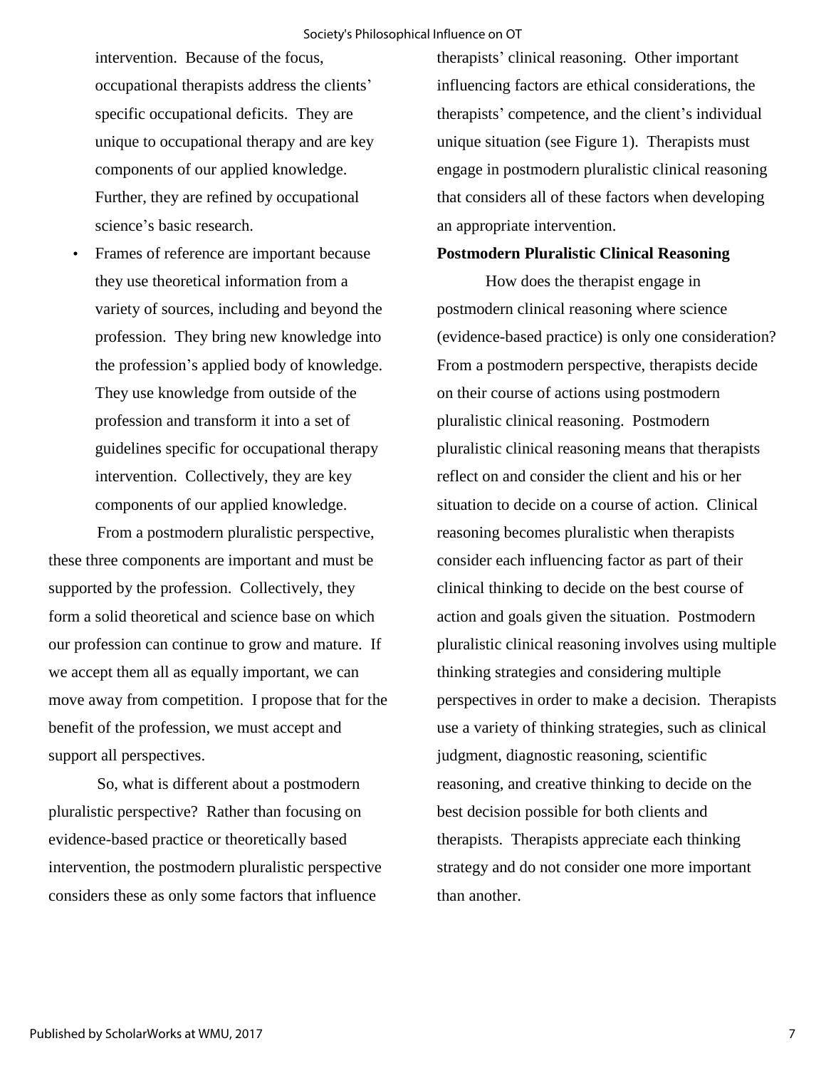intervention. Because of the focus, occupational therapists address the clients' specific occupational deficits. They are unique to occupational therapy and are key components of our applied knowledge. Further, they are refined by occupational science's basic research.

- Frames of reference are important because they use theoretical information from a variety of sources, including and beyond the profession. They bring new knowledge into the profession's applied body of knowledge. They use knowledge from outside of the profession and transform it into a set of guidelines specific for occupational therapy intervention. Collectively, they are key components of our applied knowledge.

From a postmodern pluralistic perspective, these three components are important and must be supported by the profession. Collectively, they form a solid theoretical and science base on which our profession can continue to grow and mature. If we accept them all as equally important, we can move away from competition. I propose that for the benefit of the profession, we must accept and support all perspectives.

So, what is different about a postmodern pluralistic perspective? Rather than focusing on evidence-based practice or theoretically based intervention, the postmodern pluralistic perspective considers these as only some factors that influence therapists' clinical reasoning. Other important influencing factors are ethical considerations, the therapists' competence, and the client's individual unique situation (see Figure 1). Therapists must engage in postmodern pluralistic clinical reasoning that considers all of these factors when developing an appropriate intervention.

**Postmodern Pluralistic Clinical Reasoning**

How does the therapist engage in postmodern clinical reasoning where science (evidence-based practice) is only one consideration? From a postmodern perspective, therapists decide on their course of actions using postmodern pluralistic clinical reasoning. Postmodern pluralistic clinical reasoning means that therapists reflect on and consider the client and his or her situation to decide on a course of action. Clinical reasoning becomes pluralistic when therapists consider each influencing factor as part of their clinical thinking to decide on the best course of action and goals given the situation. Postmodern pluralistic clinical reasoning involves using multiple thinking strategies and considering multiple perspectives in order to make a decision. Therapists use a variety of thinking strategies, such as clinical judgment, diagnostic reasoning, scientific reasoning, and creative thinking to decide on the best decision possible for both clients and therapists. Therapists appreciate each thinking strategy and do not consider one more important than another.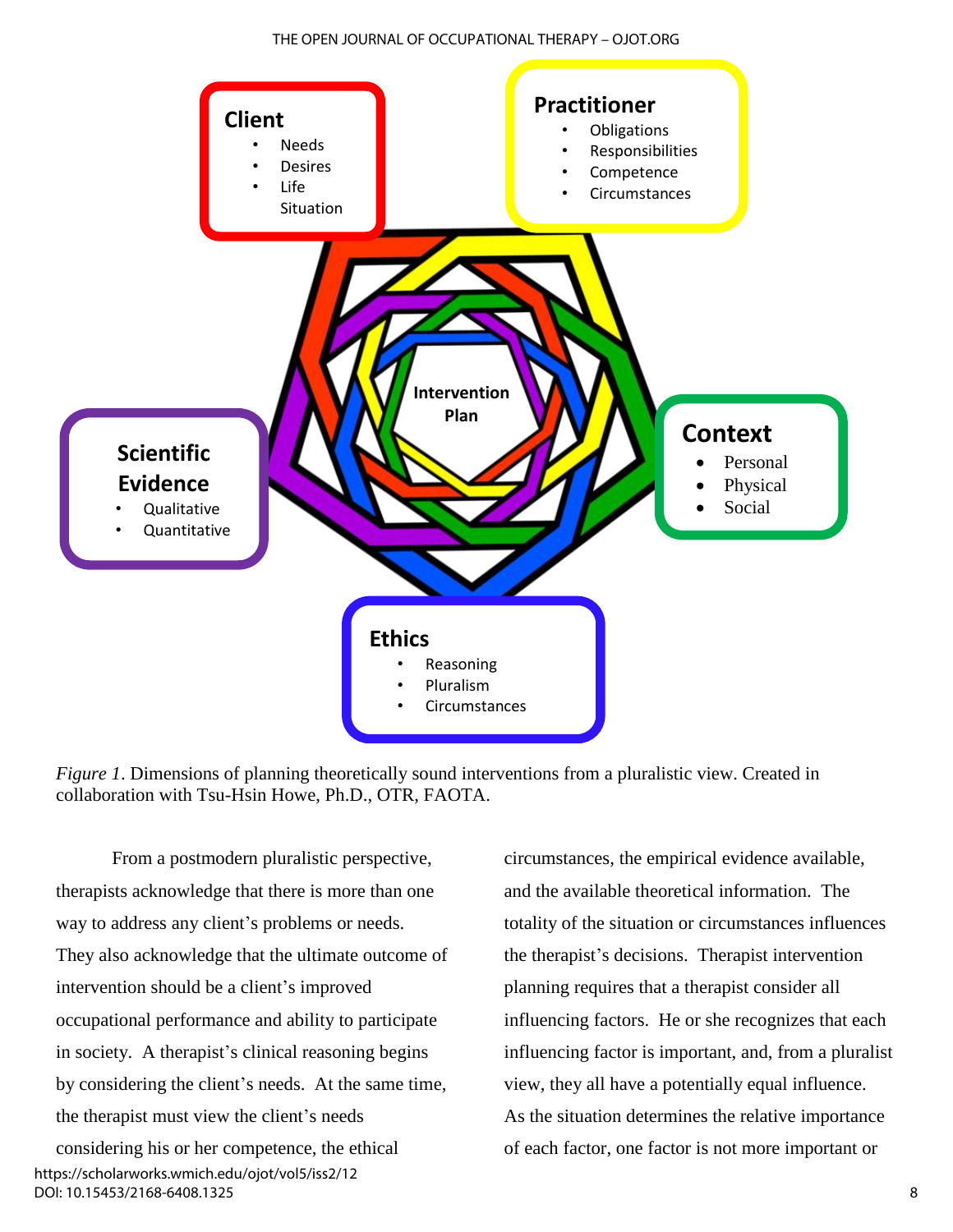Client
- Needs
- Desires
- Life Situation

Practitioner
- Obligations
- Responsibilities
- Competence
- Circumstances

Intervention Plan

Scientific Evidence
- Qualitative
- Quantitative

Context
- Personal
- Physical
- Social

Ethics
- Reasoning
- Pluralism
- Circumstances

*Figure 1*. Dimensions of planning theoretically sound interventions from a pluralistic view. Created in collaboration with Tsu-Hsin Howe, Ph.D., OTR, FAOTA.

From a postmodern pluralistic perspective, therapists acknowledge that there is more than one way to address any client's problems or needs. They also acknowledge that the ultimate outcome of intervention should be a client's improved occupational performance and ability to participate in society. A therapist's clinical reasoning begins by considering the client's needs. At the same time, the therapist must view the client's needs considering his or her competence, the ethical circumstances, the empirical evidence available, and the available theoretical information. The totality of the situation or circumstances influences the therapist's decisions. Therapist intervention planning requires that a therapist consider all influencing factors. He or she recognizes that each influencing factor is important, and, from a pluralist view, they all have a potentially equal influence. As the situation determines the relative importance of each factor, one factor is not more important or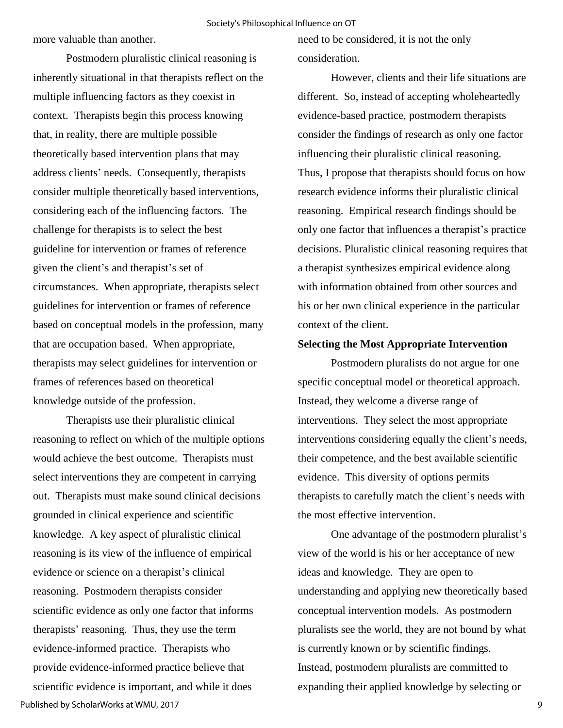more valuable than another.

Postmodern pluralistic clinical reasoning is inherently situational in that therapists reflect on the multiple influencing factors as they coexist in context. Therapists begin this process knowing that, in reality, there are multiple possible theoretically based intervention plans that may address clients' needs. Consequently, therapists consider multiple theoretically based interventions, considering each of the influencing factors. The challenge for therapists is to select the best guideline for intervention or frames of reference given the client's and therapist's set of circumstances. When appropriate, therapists select guidelines for intervention or frames of reference based on conceptual models in the profession, many that are occupation based. When appropriate, therapists may select guidelines for intervention or frames of references based on theoretical knowledge outside of the profession.

Therapists use their pluralistic clinical reasoning to reflect on which of the multiple options would achieve the best outcome. Therapists must select interventions they are competent in carrying out. Therapists must make sound clinical decisions grounded in clinical experience and scientific knowledge. A key aspect of pluralistic clinical reasoning is its view of the influence of empirical evidence or science on a therapist's clinical reasoning. Postmodern therapists consider scientific evidence as only one factor that informs therapists' reasoning. Thus, they use the term evidence-informed practice. Therapists who provide evidence-informed practice believe that scientific evidence is important, and while it does need to be considered, it is not the only consideration.

However, clients and their life situations are different. So, instead of accepting wholeheartedly evidence-based practice, postmodern therapists consider the findings of research as only one factor influencing their pluralistic clinical reasoning. Thus, I propose that therapists should focus on how research evidence informs their pluralistic clinical reasoning. Empirical research findings should be only one factor that influences a therapist's practice decisions. Pluralistic clinical reasoning requires that a therapist synthesizes empirical evidence along with information obtained from other sources and his or her own clinical experience in the particular context of the client.

**Selecting the Most Appropriate Intervention**

Postmodern pluralists do not argue for one specific conceptual model or theoretical approach. Instead, they welcome a diverse range of interventions. They select the most appropriate interventions considering equally the client's needs, their competence, and the best available scientific evidence. This diversity of options permits therapists to carefully match the client's needs with the most effective intervention.

One advantage of the postmodern pluralist's view of the world is his or her acceptance of new ideas and knowledge. They are open to understanding and applying new theoretically based conceptual intervention models. As postmodern pluralists see the world, they are not bound by what is currently known or by scientific findings. Instead, postmodern pluralists are committed to expanding their applied knowledge by selecting or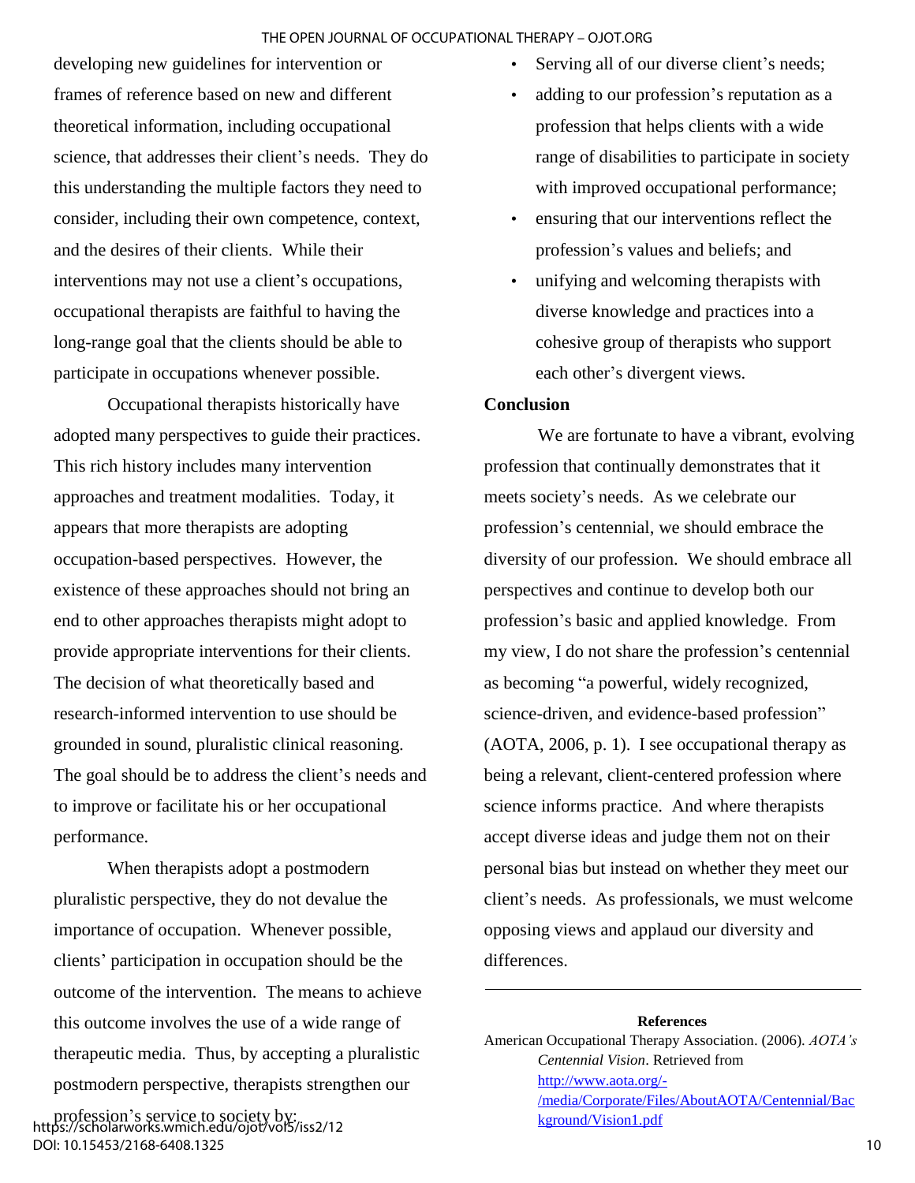developing new guidelines for intervention or frames of reference based on new and different theoretical information, including occupational science, that addresses their client's needs. They do this understanding the multiple factors they need to consider, including their own competence, context, and the desires of their clients. While their interventions may not use a client's occupations, occupational therapists are faithful to having the long-range goal that the clients should be able to participate in occupations whenever possible.

Occupational therapists historically have adopted many perspectives to guide their practices. This rich history includes many intervention approaches and treatment modalities. Today, it appears that more therapists are adopting occupation-based perspectives. However, the existence of these approaches should not bring an end to other approaches therapists might adopt to provide appropriate interventions for their clients. The decision of what theoretically based and research-informed intervention to use should be grounded in sound, pluralistic clinical reasoning. The goal should be to address the client's needs and to improve or facilitate his or her occupational performance.

When therapists adopt a postmodern pluralistic perspective, they do not devalue the importance of occupation. Whenever possible, clients' participation in occupation should be the outcome of the intervention. The means to achieve this outcome involves the use of a wide range of therapeutic media. Thus, by accepting a pluralistic postmodern perspective, therapists strengthen our profession's service to society by:

- Serving all of our diverse client's needs;
- adding to our profession's reputation as a profession that helps clients with a wide range of disabilities to participate in society with improved occupational performance;
- ensuring that our interventions reflect the profession's values and beliefs; and
- unifying and welcoming therapists with diverse knowledge and practices into a cohesive group of therapists who support each other's divergent views.

**Conclusion**

We are fortunate to have a vibrant, evolving profession that continually demonstrates that it meets society's needs. As we celebrate our profession's centennial, we should embrace the diversity of our profession. We should embrace all perspectives and continue to develop both our profession's basic and applied knowledge. From my view, I do not share the profession's centennial as becoming "a powerful, widely recognized, science-driven, and evidence-based profession" (AOTA, 2006, p. 1). I see occupational therapy as being a relevant, client-centered profession where science informs practice. And where therapists accept diverse ideas and judge them not on their personal bias but instead on whether they meet our client's needs. As professionals, we must welcome opposing views and applaud our diversity and differences.

**References**

American Occupational Therapy Association. (2006). *AOTA's Centennial Vision*. Retrieved from http://www.aota.org/-/media/Corporate/Files/AboutAOTA/Centennial/Background/Vision1.pdf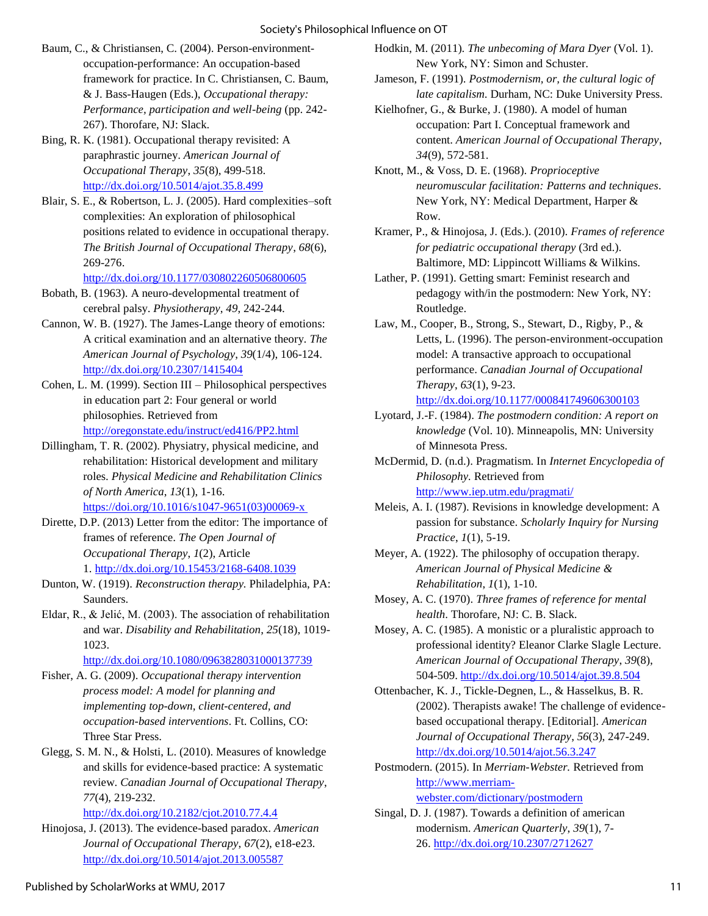Baum, C., & Christiansen, C. (2004). Person-environment-occupation-performance: An occupation-based framework for practice. In C. Christiansen, C. Baum, & J. Bass-Haugen (Eds.), *Occupational therapy: Performance, participation and well-being* (pp. 242-267). Thorofare, NJ: Slack.

Bing, R. K. (1981). Occupational therapy revisited: A paraphrastic journey. *American Journal of Occupational Therapy*, *35*(8), 499-518. http://dx.doi.org/10.5014/ajot.35.8.499

Blair, S. E., & Robertson, L. J. (2005). Hard complexities–soft complexities: An exploration of philosophical positions related to evidence in occupational therapy. *The British Journal of Occupational Therapy*, *68*(6), 269-276. http://dx.doi.org/10.1177/030802260506800605

Bobath, B. (1963). A neuro-developmental treatment of cerebral palsy. *Physiotherapy*, *49*, 242-244.

Cannon, W. B. (1927). The James-Lange theory of emotions: A critical examination and an alternative theory. *The American Journal of Psychology*, *39*(1/4), 106-124. http://dx.doi.org/10.2307/1415404

Cohen, L. M. (1999). Section III – Philosophical perspectives in education part 2: Four general or world philosophies. Retrieved from http://oregonstate.edu/instruct/ed416/PP2.html

Dillingham, T. R. (2002). Physiatry, physical medicine, and rehabilitation: Historical development and military roles. *Physical Medicine and Rehabilitation Clinics of North America*, *13*(1), 1-16. https://doi.org/10.1016/s1047-9651(03)00069-x

Dirette, D.P. (2013) Letter from the editor: The importance of frames of reference. *The Open Journal of Occupational Therapy*, *1*(2), Article 1. http://dx.doi.org/10.15453/2168-6408.1039

Dunton, W. (1919). *Reconstruction therapy.* Philadelphia, PA: Saunders.

Eldar, R., & Jelić, M. (2003). The association of rehabilitation and war. *Disability and Rehabilitation*, *25*(18), 1019-1023. http://dx.doi.org/10.1080/0963828031000137739

Fisher, A. G. (2009). *Occupational therapy intervention process model: A model for planning and implementing top-down, client-centered, and occupation-based interventions*. Ft. Collins, CO: Three Star Press.

Glegg, S. M. N., & Holsti, L. (2010). Measures of knowledge and skills for evidence-based practice: A systematic review. *Canadian Journal of Occupational Therapy*, *77*(4), 219-232. http://dx.doi.org/10.2182/cjot.2010.77.4.4

Hinojosa, J. (2013). The evidence-based paradox. *American Journal of Occupational Therapy*, *67*(2), e18-e23. http://dx.doi.org/10.5014/ajot.2013.005587

Hodkin, M. (2011). *The unbecoming of Mara Dyer* (Vol. 1). New York, NY: Simon and Schuster.

Jameson, F. (1991). *Postmodernism, or, the cultural logic of late capitalism.* Durham, NC: Duke University Press.

Kielhofner, G., & Burke, J. (1980). A model of human occupation: Part I. Conceptual framework and content. *American Journal of Occupational Therapy*, *34*(9), 572-581.

Knott, M., & Voss, D. E. (1968). *Proprioceptive neuromuscular facilitation: Patterns and techniques*. New York, NY: Medical Department, Harper & Row.

Kramer, P., & Hinojosa, J. (Eds.). (2010). *Frames of reference for pediatric occupational therapy* (3rd ed.). Baltimore, MD: Lippincott Williams & Wilkins.

Lather, P. (1991). Getting smart: Feminist research and pedagogy with/in the postmodern: New York, NY: Routledge.

Law, M., Cooper, B., Strong, S., Stewart, D., Rigby, P., & Letts, L. (1996). The person-environment-occupation model: A transactive approach to occupational performance. *Canadian Journal of Occupational Therapy*, *63*(1), 9-23. http://dx.doi.org/10.1177/000841749606300103

Lyotard, J.-F. (1984). *The postmodern condition: A report on knowledge* (Vol. 10). Minneapolis, MN: University of Minnesota Press.

McDermid, D. (n.d.). Pragmatism. In *Internet Encyclopedia of Philosophy.* Retrieved from http://www.iep.utm.edu/pragmati/

Meleis, A. I. (1987). Revisions in knowledge development: A passion for substance. *Scholarly Inquiry for Nursing Practice*, *1*(1), 5-19.

Meyer, A. (1922). The philosophy of occupation therapy. *American Journal of Physical Medicine & Rehabilitation*, *1*(1), 1-10.

Mosey, A. C. (1970). *Three frames of reference for mental health*. Thorofare, NJ: C. B. Slack.

Mosey, A. C. (1985). A monistic or a pluralistic approach to professional identity? Eleanor Clarke Slagle Lecture. *American Journal of Occupational Therapy*, *39*(8), 504-509. http://dx.doi.org/10.5014/ajot.39.8.504

Ottenbacher, K. J., Tickle-Degnen, L., & Hasselkus, B. R. (2002). Therapists awake! The challenge of evidence-based occupational therapy. [Editorial]. *American Journal of Occupational Therapy*, *56*(3), 247-249. http://dx.doi.org/10.5014/ajot.56.3.247

Postmodern. (2015). In *Merriam-Webster.* Retrieved from http://www.merriam-webster.com/dictionary/postmodern

Singal, D. J. (1987). Towards a definition of american modernism. *American Quarterly*, *39*(1), 7-26. http://dx.doi.org/10.2307/2712627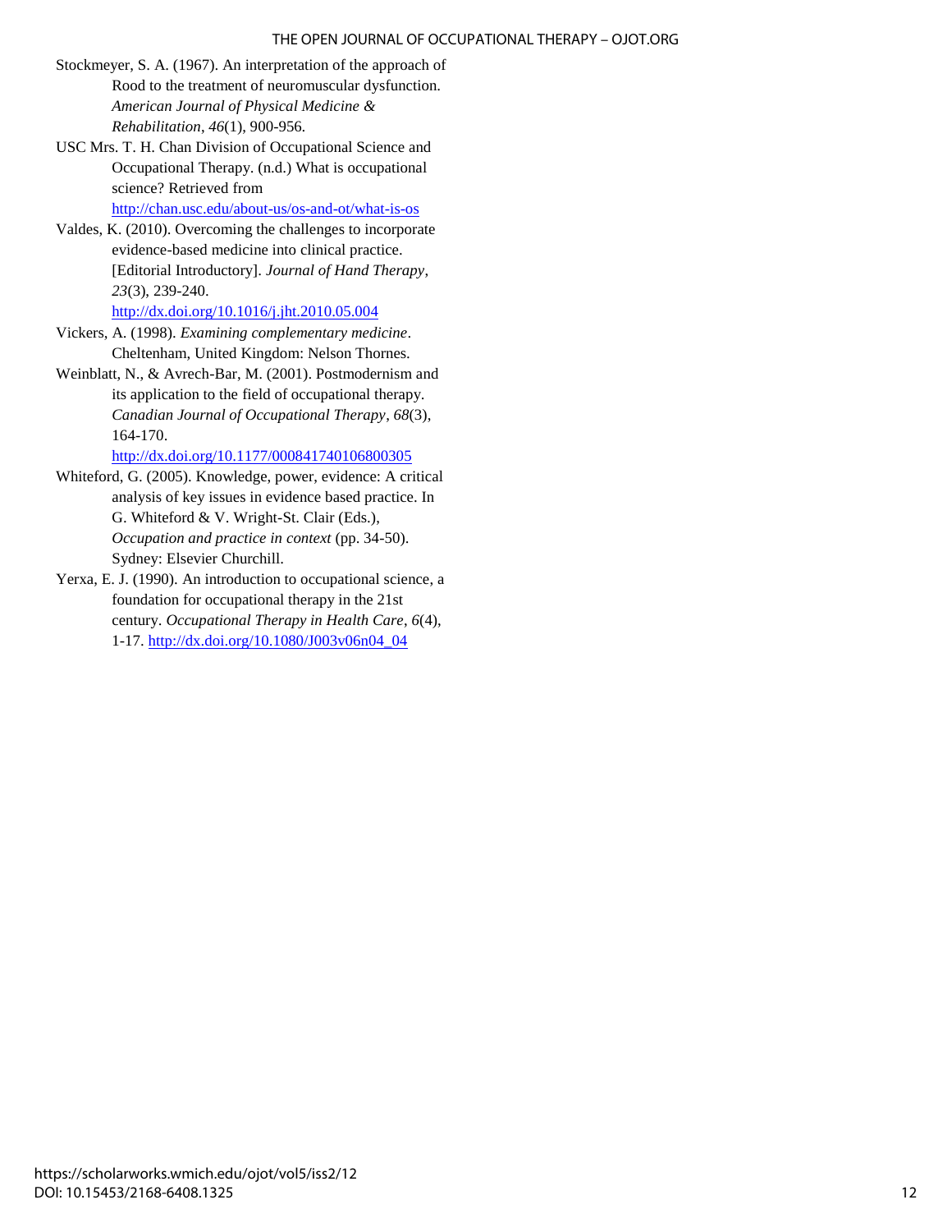Stockmeyer, S. A. (1967). An interpretation of the approach of Rood to the treatment of neuromuscular dysfunction. *American Journal of Physical Medicine & Rehabilitation*, *46*(1), 900-956.

USC Mrs. T. H. Chan Division of Occupational Science and Occupational Therapy. (n.d.) What is occupational science? Retrieved from http://chan.usc.edu/about-us/os-and-ot/what-is-os

Valdes, K. (2010). Overcoming the challenges to incorporate evidence-based medicine into clinical practice. [Editorial Introductory]. *Journal of Hand Therapy*, *23*(3), 239-240. http://dx.doi.org/10.1016/j.jht.2010.05.004

Vickers, A. (1998). *Examining complementary medicine*. Cheltenham, United Kingdom: Nelson Thornes.

Weinblatt, N., & Avrech-Bar, M. (2001). Postmodernism and its application to the field of occupational therapy. *Canadian Journal of Occupational Therapy*, *68*(3), 164-170. http://dx.doi.org/10.1177/000841740106800305

Whiteford, G. (2005). Knowledge, power, evidence: A critical analysis of key issues in evidence based practice. In G. Whiteford & V. Wright-St. Clair (Eds.), *Occupation and practice in context* (pp. 34-50). Sydney: Elsevier Churchill.

Yerxa, E. J. (1990). An introduction to occupational science, a foundation for occupational therapy in the 21st century. *Occupational Therapy in Health Care*, *6*(4), 1-17. http://dx.doi.org/10.1080/J003v06n04_04